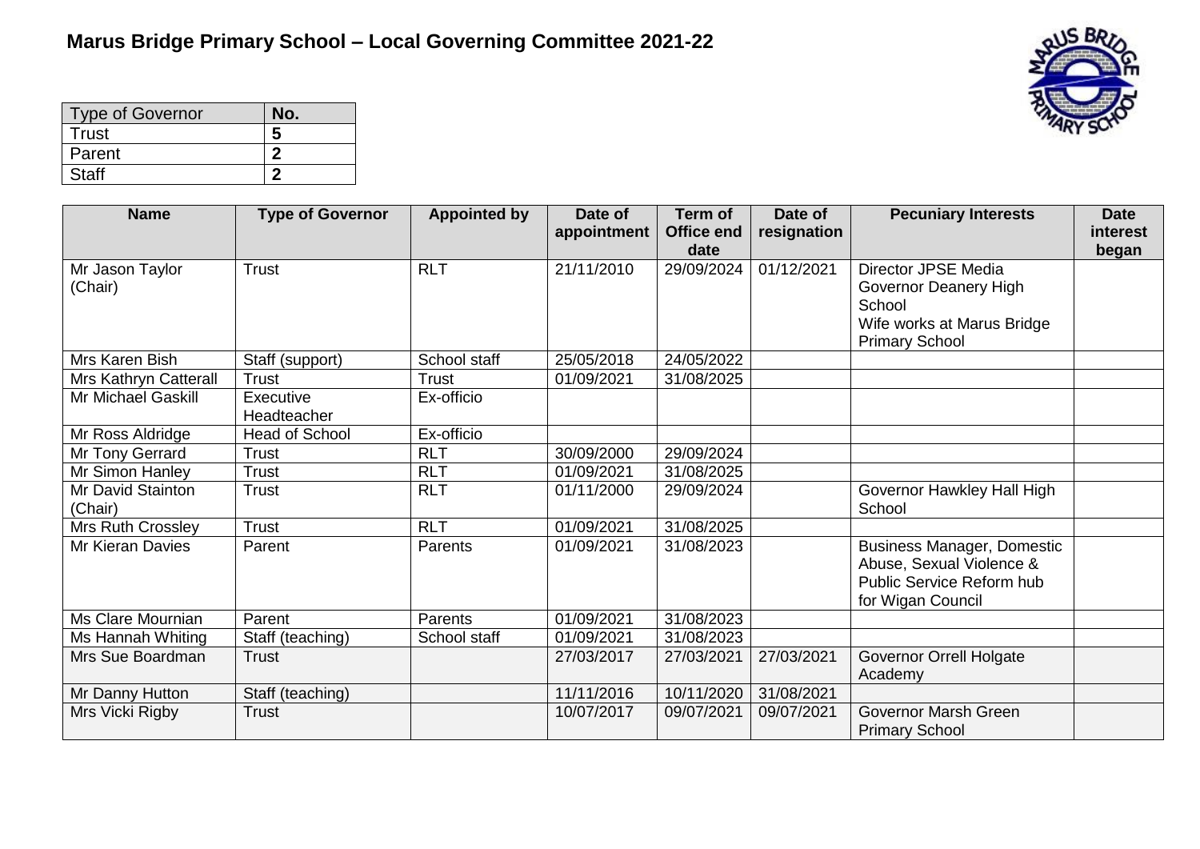# Marus Bridge Primary School – Local Governing Committee 2021-22

| Type of Governor | No. |
|---|---|
| Trust | **5** |
| Parent | **2** |
| Staff | **2** |

| Name | Type of Governor | Appointed by | Date of appointment | Term of Office end date | Date of resignation | Pecuniary Interests | Date interest began |
|---|---|---|---|---|---|---|---|
| Mr Jason Taylor (Chair) | Trust | RLT | 21/11/2010 | 29/09/2024 | 01/12/2021 | Director JPSE Media<br>Governor Deanery High School<br>Wife works at Marus Bridge Primary School | |
| Mrs Karen Bish | Staff (support) | School staff | 25/05/2018 | 24/05/2022 | | | |
| Mrs Kathryn Catterall | Trust | Trust | 01/09/2021 | 31/08/2025 | | | |
| Mr Michael Gaskill | Executive Headteacher | Ex-officio | | | | | |
| Mr Ross Aldridge | Head of School | Ex-officio | | | | | |
| Mr Tony Gerrard | Trust | RLT | 30/09/2000 | 29/09/2024 | | | |
| Mr Simon Hanley | Trust | RLT | 01/09/2021 | 31/08/2025 | | | |
| Mr David Stainton (Chair) | Trust | RLT | 01/11/2000 | 29/09/2024 | | Governor Hawkley Hall High School | |
| Mrs Ruth Crossley | Trust | RLT | 01/09/2021 | 31/08/2025 | | | |
| Mr Kieran Davies | Parent | Parents | 01/09/2021 | 31/08/2023 | | Business Manager, Domestic Abuse, Sexual Violence & Public Service Reform hub for Wigan Council | |
| Ms Clare Mournian | Parent | Parents | 01/09/2021 | 31/08/2023 | | | |
| Ms Hannah Whiting | Staff (teaching) | School staff | 01/09/2021 | 31/08/2023 | | | |
| Mrs Sue Boardman | Trust | | 27/03/2017 | 27/03/2021 | 27/03/2021 | Governor Orrell Holgate Academy | |
| Mr Danny Hutton | Staff (teaching) | | 11/11/2016 | 10/11/2020 | 31/08/2021 | | |
| Mrs Vicki Rigby | Trust | | 10/07/2017 | 09/07/2021 | 09/07/2021 | Governor Marsh Green Primary School | |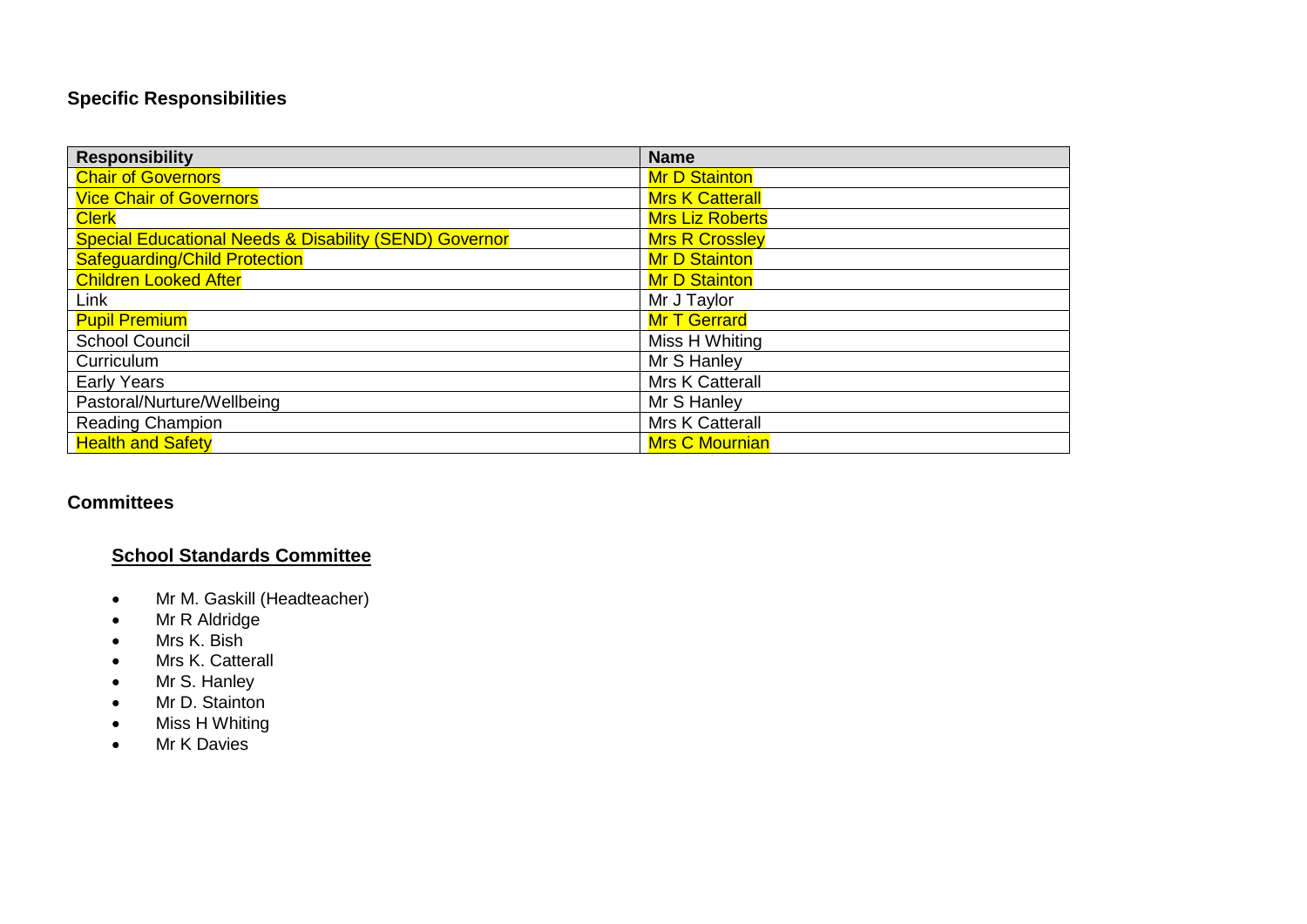## Specific Responsibilities

| Responsibility | Name |
| --- | --- |
| Chair of Governors | Mr D Stainton |
| Vice Chair of Governors | Mrs K Catterall |
| Clerk | Mrs Liz Roberts |
| Special Educational Needs & Disability (SEND) Governor | Mrs R Crossley |
| Safeguarding/Child Protection | Mr D Stainton |
| Children Looked After | Mr D Stainton |
| Link | Mr J Taylor |
| Pupil Premium | Mr T Gerrard |
| School Council | Miss H Whiting |
| Curriculum | Mr S Hanley |
| Early Years | Mrs K Catterall |
| Pastoral/Nurture/Wellbeing | Mr S Hanley |
| Reading Champion | Mrs K Catterall |
| Health and Safety | Mrs C Mournian |

## Committees

### School Standards Committee

- Mr M. Gaskill (Headteacher)
- Mr R Aldridge
- Mrs K. Bish
- Mrs K. Catterall
- Mr S. Hanley
- Mr D. Stainton
- Miss H Whiting
- Mr K Davies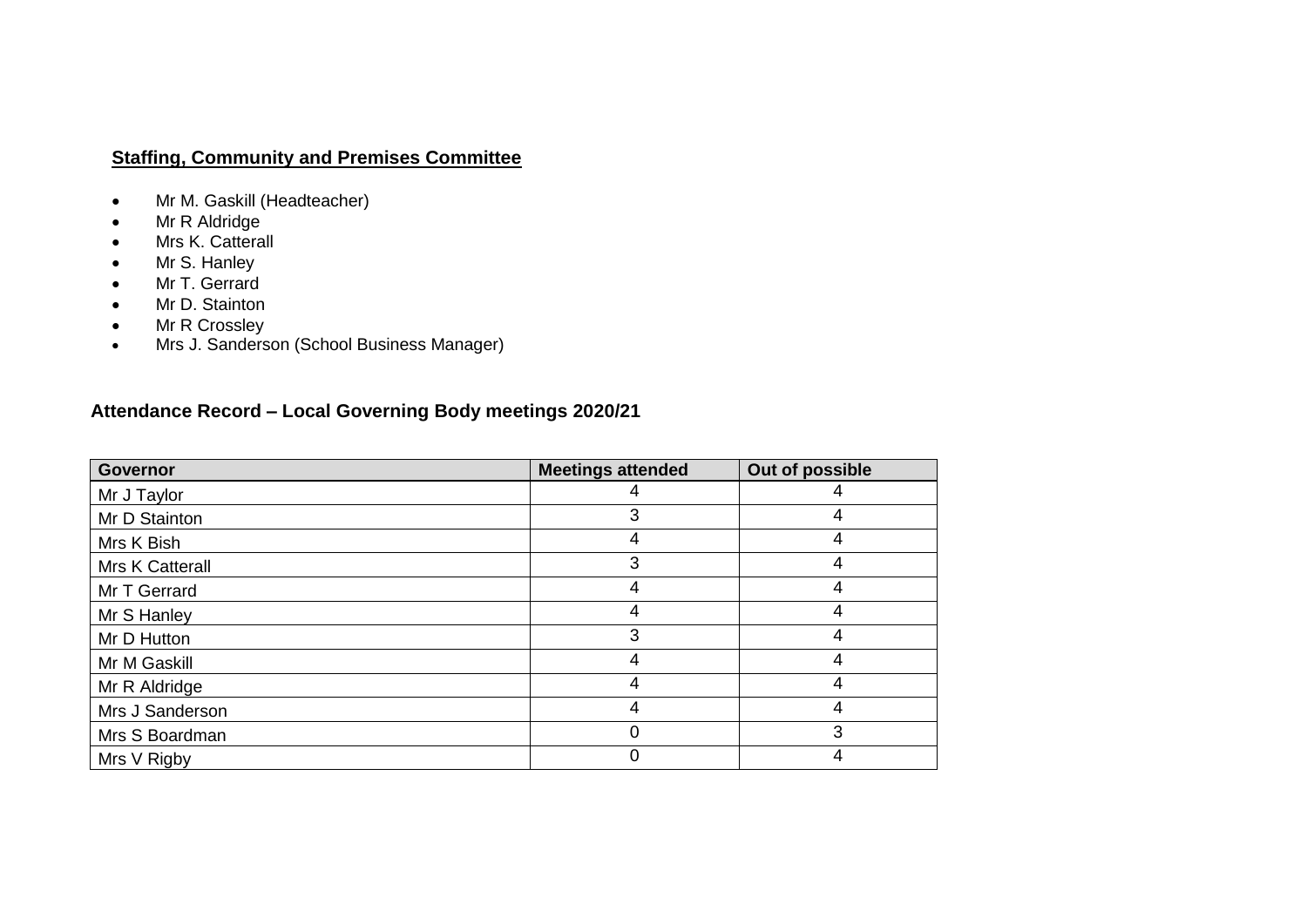**Staffing, Community and Premises Committee**

- Mr M. Gaskill (Headteacher)
- Mr R Aldridge
- Mrs K. Catterall
- Mr S. Hanley
- Mr T. Gerrard
- Mr D. Stainton
- Mr R Crossley
- Mrs J. Sanderson (School Business Manager)

**Attendance Record – Local Governing Body meetings 2020/21**

| Governor | Meetings attended | Out of possible |
| --- | --- | --- |
| Mr J Taylor | 4 | 4 |
| Mr D Stainton | 3 | 4 |
| Mrs K Bish | 4 | 4 |
| Mrs K Catterall | 3 | 4 |
| Mr T Gerrard | 4 | 4 |
| Mr S Hanley | 4 | 4 |
| Mr D Hutton | 3 | 4 |
| Mr M Gaskill | 4 | 4 |
| Mr R Aldridge | 4 | 4 |
| Mrs J Sanderson | 4 | 4 |
| Mrs S Boardman | 0 | 3 |
| Mrs V Rigby | 0 | 4 |